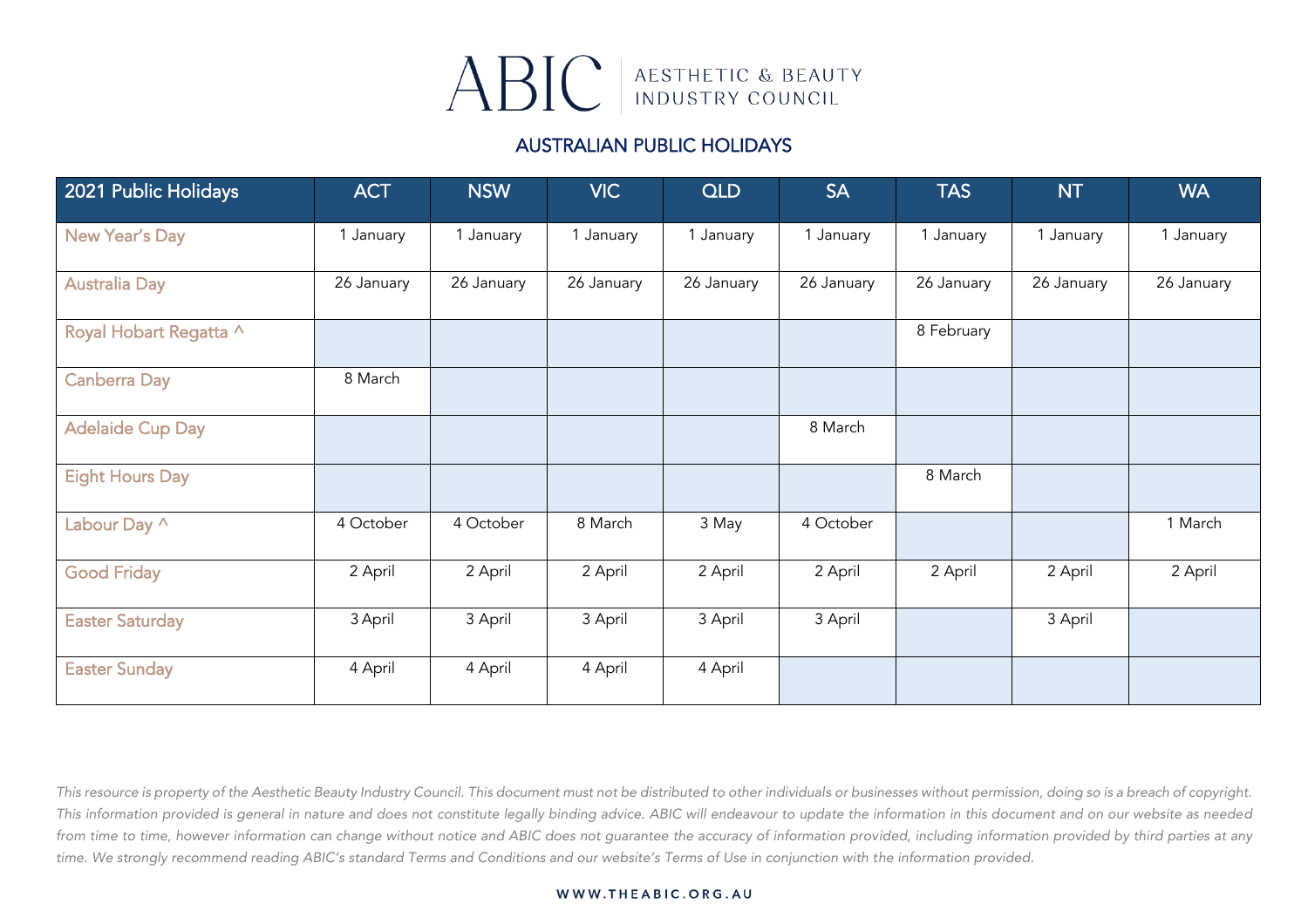# ABIC | AESTHETIC & BEAUTY INDUSTRY COUNCIL

## AUSTRALIAN PUBLIC HOLIDAYS

| 2021 Public Holidays | ACT | NSW | VIC | QLD | SA | TAS | NT | WA |
|---|---|---|---|---|---|---|---|---|
| New Year's Day | 1 January | 1 January | 1 January | 1 January | 1 January | 1 January | 1 January | 1 January |
| Australia Day | 26 January | 26 January | 26 January | 26 January | 26 January | 26 January | 26 January | 26 January |
| Royal Hobart Regatta ^ | | | | | | 8 February | | |
| Canberra Day | 8 March | | | | | | | |
| Adelaide Cup Day | | | | | 8 March | | | |
| Eight Hours Day | | | | | | 8 March | | |
| Labour Day ^ | 4 October | 4 October | 8 March | 3 May | 4 October | | | 1 March |
| Good Friday | 2 April | 2 April | 2 April | 2 April | 2 April | 2 April | 2 April | 2 April |
| Easter Saturday | 3 April | 3 April | 3 April | 3 April | 3 April | | 3 April | |
| Easter Sunday | 4 April | 4 April | 4 April | 4 April | | | | |

*This resource is property of the Aesthetic Beauty Industry Council. This document must not be distributed to other individuals or businesses without permission, doing so is a breach of copyright. This information provided is general in nature and does not constitute legally binding advice. ABIC will endeavour to update the information in this document and on our website as needed from time to time, however information can change without notice and ABIC does not guarantee the accuracy of information provided, including information provided by third parties at any time. We strongly recommend reading ABIC's standard Terms and Conditions and our website's Terms of Use in conjunction with the information provided.*

WWW.THEABIC.ORG.AU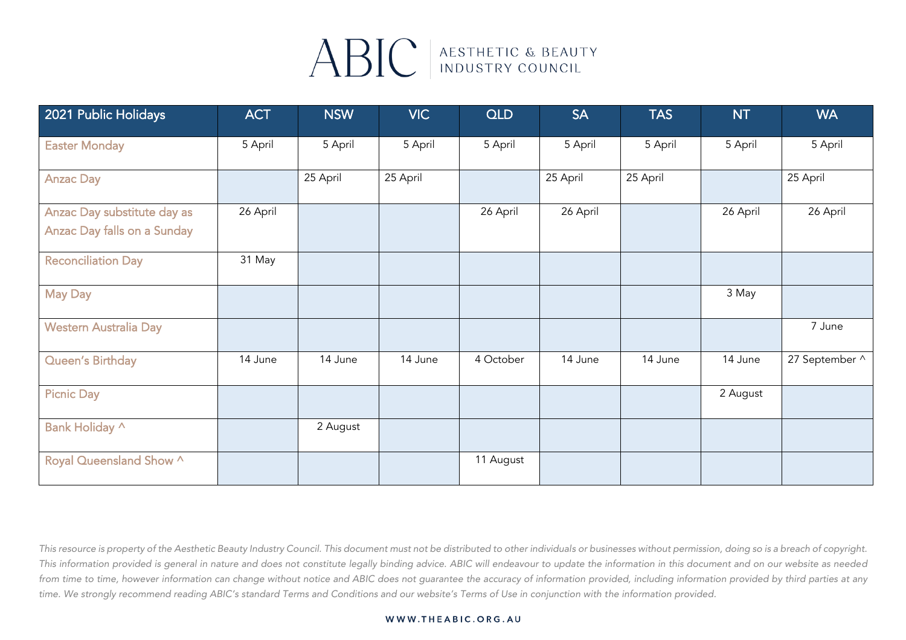ABIC | AESTHETIC & BEAUTY INDUSTRY COUNCIL

| 2021 Public Holidays | ACT | NSW | VIC | QLD | SA | TAS | NT | WA |
|---|---|---|---|---|---|---|---|---|
| Easter Monday | 5 April | 5 April | 5 April | 5 April | 5 April | 5 April | 5 April | 5 April |
| Anzac Day | | 25 April | 25 April | | 25 April | 25 April | | 25 April |
| Anzac Day substitute day as Anzac Day falls on a Sunday | 26 April | | | 26 April | 26 April | | 26 April | 26 April |
| Reconciliation Day | 31 May | | | | | | | |
| May Day | | | | | | | 3 May | |
| Western Australia Day | | | | | | | | 7 June |
| Queen's Birthday | 14 June | 14 June | 14 June | 4 October | 14 June | 14 June | 14 June | 27 September ^ |
| Picnic Day | | | | | | | 2 August | |
| Bank Holiday ^ | | 2 August | | | | | | |
| Royal Queensland Show ^ | | | | 11 August | | | | |

*This resource is property of the Aesthetic Beauty Industry Council. This document must not be distributed to other individuals or businesses without permission, doing so is a breach of copyright. This information provided is general in nature and does not constitute legally binding advice. ABIC will endeavour to update the information in this document and on our website as needed from time to time, however information can change without notice and ABIC does not guarantee the accuracy of information provided, including information provided by third parties at any time. We strongly recommend reading ABIC's standard Terms and Conditions and our website's Terms of Use in conjunction with the information provided.*

WWW.THEABIC.ORG.AU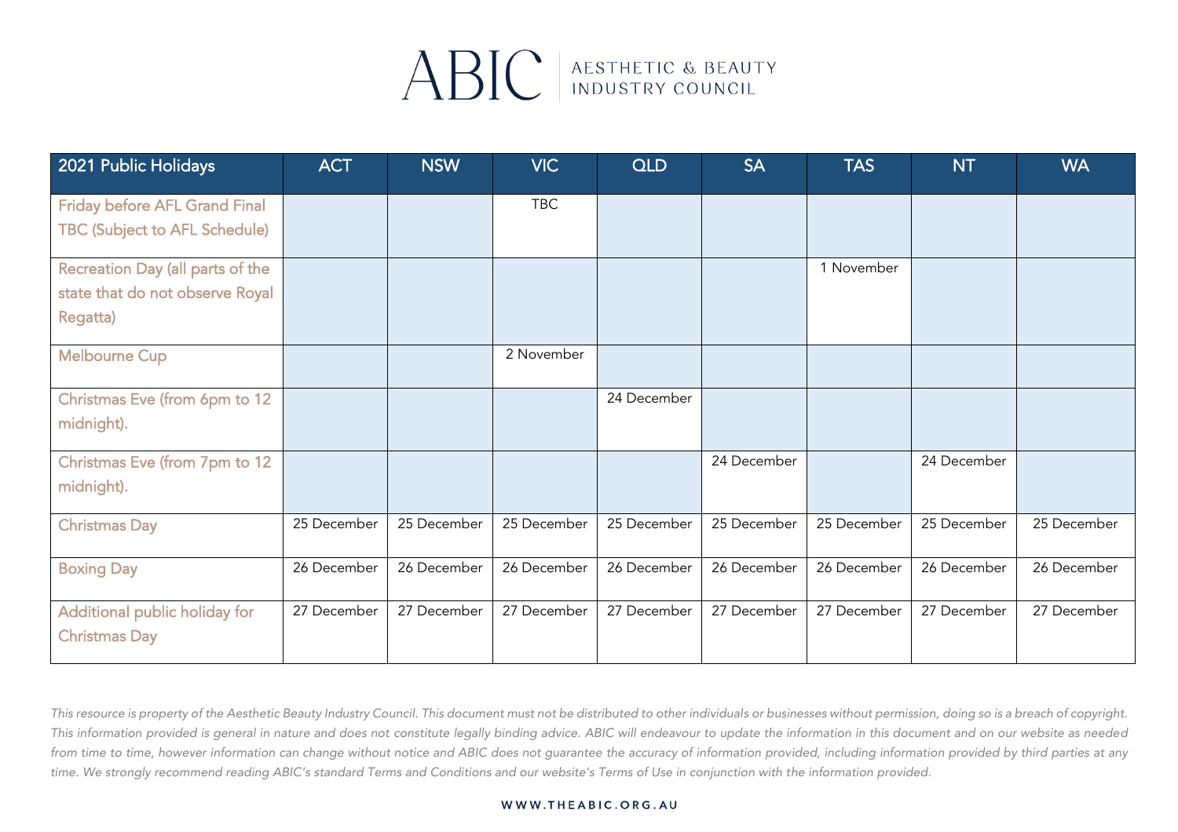ABIC | AESTHETIC & BEAUTY INDUSTRY COUNCIL

| 2021 Public Holidays | ACT | NSW | VIC | QLD | SA | TAS | NT | WA |
|---|---|---|---|---|---|---|---|---|
| Friday before AFL Grand Final TBC (Subject to AFL Schedule) | | | TBC | | | | | |
| Recreation Day (all parts of the state that do not observe Royal Regatta) | | | | | | 1 November | | |
| Melbourne Cup | | | 2 November | | | | | |
| Christmas Eve (from 6pm to 12 midnight). | | | | 24 December | | | | |
| Christmas Eve (from 7pm to 12 midnight). | | | | | 24 December | | 24 December | |
| Christmas Day | 25 December | 25 December | 25 December | 25 December | 25 December | 25 December | 25 December | 25 December |
| Boxing Day | 26 December | 26 December | 26 December | 26 December | 26 December | 26 December | 26 December | 26 December |
| Additional public holiday for Christmas Day | 27 December | 27 December | 27 December | 27 December | 27 December | 27 December | 27 December | 27 December |

*This resource is property of the Aesthetic Beauty Industry Council. This document must not be distributed to other individuals or businesses without permission, doing so is a breach of copyright. This information provided is general in nature and does not constitute legally binding advice. ABIC will endeavour to update the information in this document and on our website as needed from time to time, however information can change without notice and ABIC does not guarantee the accuracy of information provided, including information provided by third parties at any time. We strongly recommend reading ABIC's standard Terms and Conditions and our website's Terms of Use in conjunction with the information provided.*

WWW.THEABIC.ORG.AU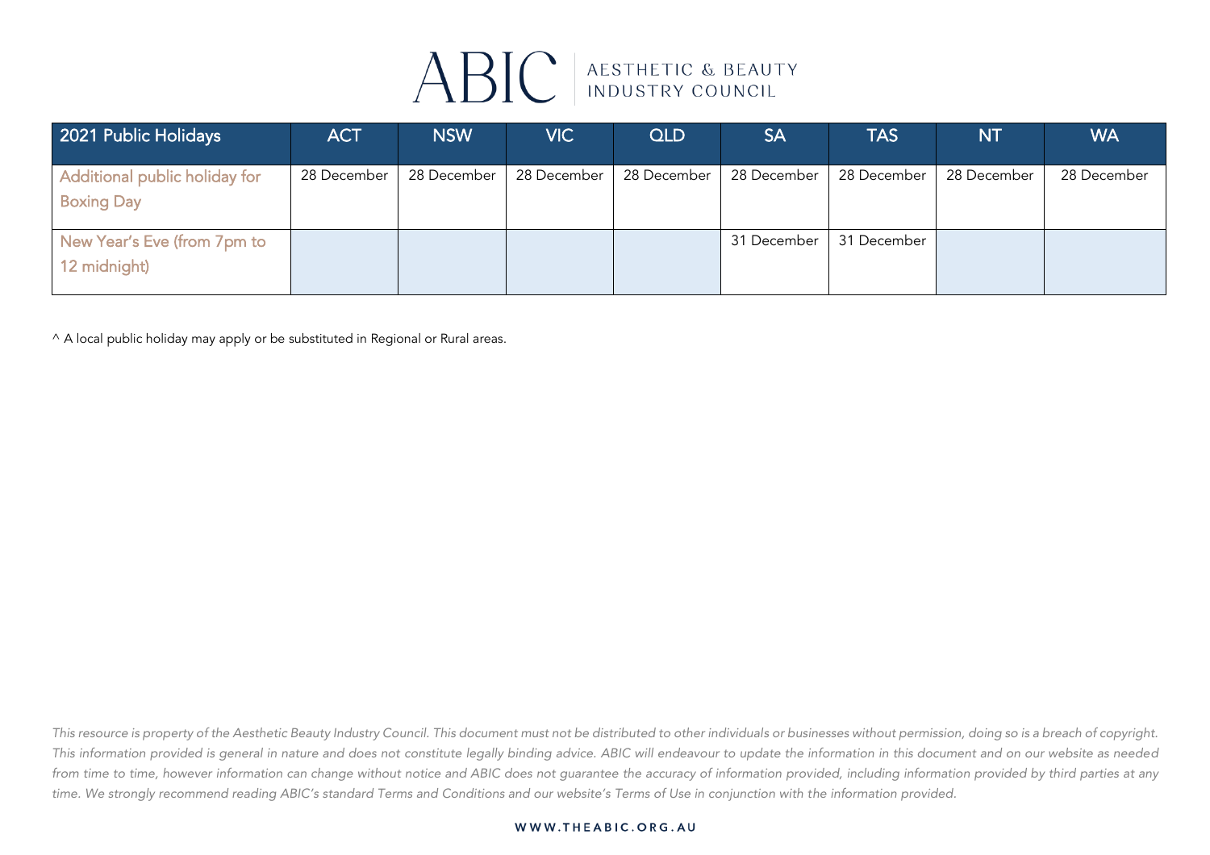| 2021 Public Holidays | ACT | NSW | VIC | QLD | SA | TAS | NT | WA |
|---|---|---|---|---|---|---|---|---|
| Additional public holiday for Boxing Day | 28 December | 28 December | 28 December | 28 December | 28 December | 28 December | 28 December | 28 December |
| New Year's Eve (from 7pm to 12 midnight) | | | | | 31 December | 31 December | | |

^ A local public holiday may apply or be substituted in Regional or Rural areas.

*This resource is property of the Aesthetic Beauty Industry Council. This document must not be distributed to other individuals or businesses without permission, doing so is a breach of copyright. This information provided is general in nature and does not constitute legally binding advice. ABIC will endeavour to update the information in this document and on our website as needed from time to time, however information can change without notice and ABIC does not guarantee the accuracy of information provided, including information provided by third parties at any time. We strongly recommend reading ABIC's standard Terms and Conditions and our website's Terms of Use in conjunction with the information provided.*

WWW.THEABIC.ORG.AU